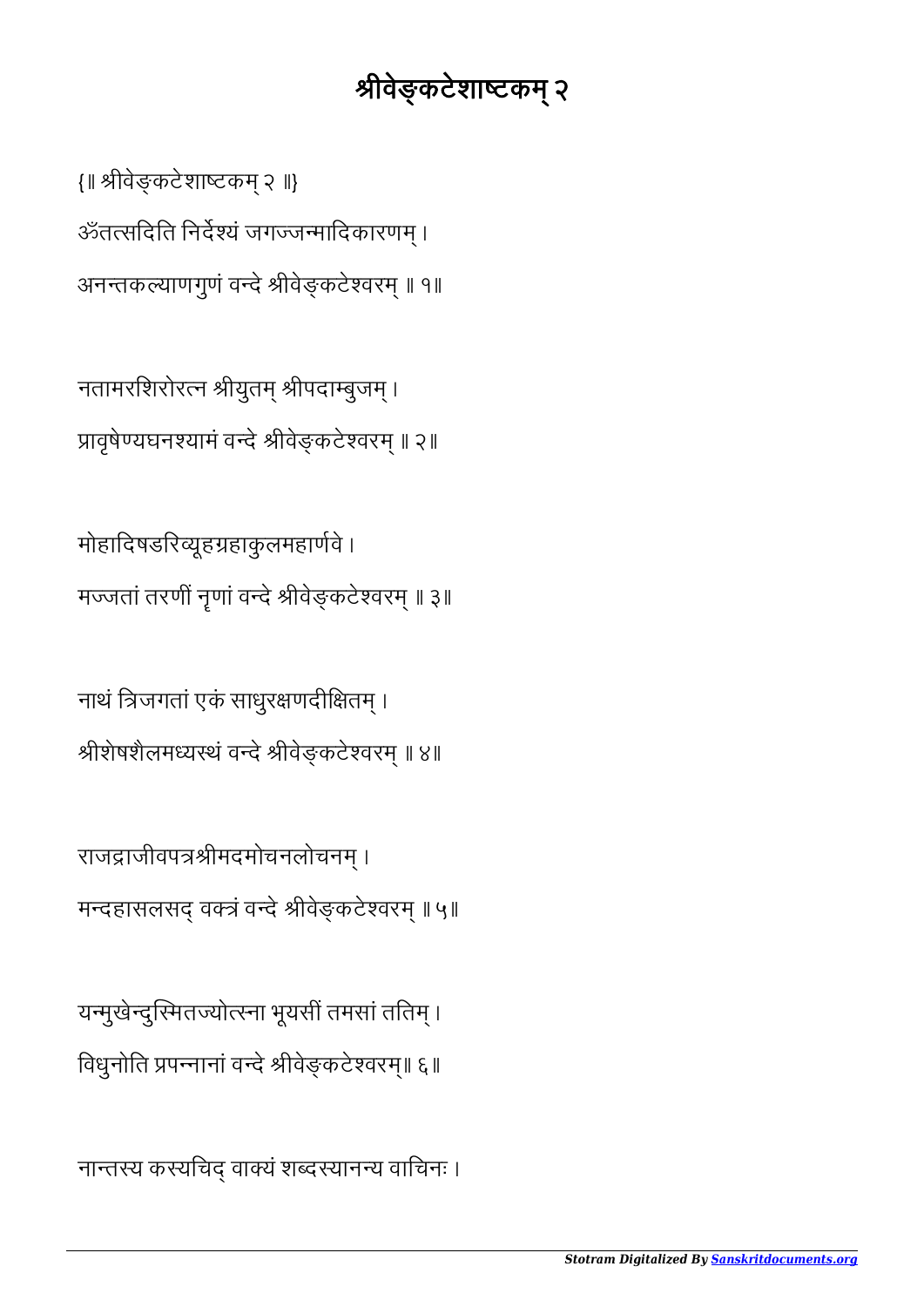# श्रीवेङ्कटेशाष्टकम् २

{॥ श्रीवेङ्कटेशाष्टकम् २ ॥}

ॐतत्सदिति निर्देश्यं जगज्जन्मादिकारणम् ।
अनन्तकल्याणगुणं वन्दे श्रीवेङ्कटेश्वरम् ॥ १॥

नतामरशिरोरत्न श्रीयुतम् श्रीपदाम्बुजम् ।
प्रावृषेण्यघनश्यामं वन्दे श्रीवेङ्कटेश्वरम् ॥ २॥

मोहादिषडरिव्यूहग्रहाकुलमहार्णवे ।
मज्जतां तरणीं नृणां वन्दे श्रीवेङ्कटेश्वरम् ॥ ३॥

नाथं त्रिजगतां एकं साधुरक्षणदीक्षितम् ।
श्रीशेषशैलमध्यस्थं वन्दे श्रीवेङ्कटेश्वरम् ॥ ४॥

राजद्राजीवपत्रश्रीमदमोचनलोचनम् ।
मन्दहासलसद् वक्त्रं वन्दे श्रीवेङ्कटेश्वरम् ॥ ५॥

यन्मुखेन्दुस्मितज्योत्स्ना भूयसीं तमसां ततिम् ।
विधुनोति प्रपन्नानां वन्दे श्रीवेङ्कटेश्वरम्॥ ६॥

नान्तस्य कस्यचिद् वाक्यं शब्दस्यानन्य वाचिनः ।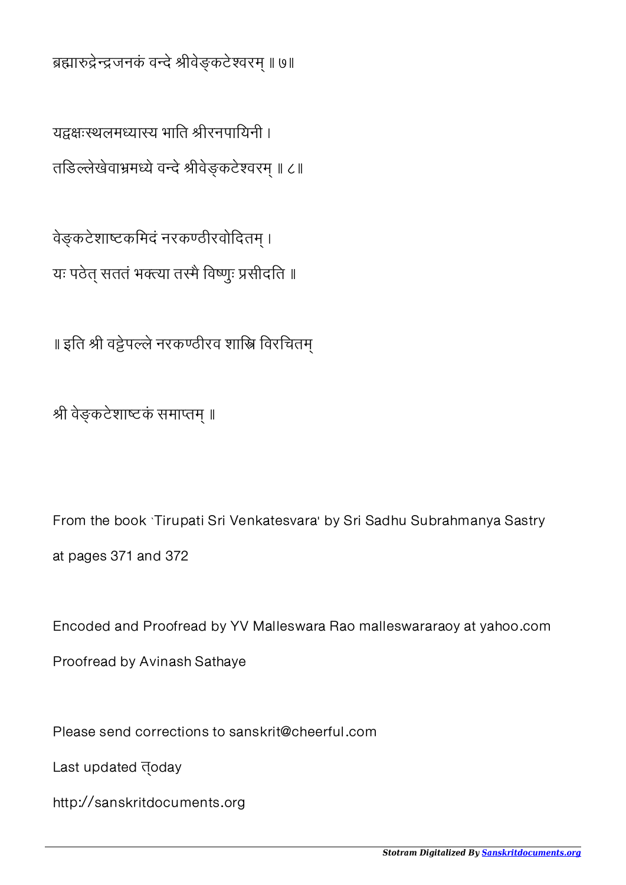ब्रह्मारुद्रेन्द्रजनकं वन्दे श्रीवेङ्कटेश्वरम् ॥ ७॥

यद्वक्षःस्थलमध्यास्य भाति श्रीरनपायिनी ।
तडिल्लेखेवाभ्रमध्ये वन्दे श्रीवेङ्कटेश्वरम् ॥ ८॥

वेङ्कटेशाष्टकमिदं नरकण्ठीरवोदितम् ।
यः पठेत् सततं भक्त्या तस्मै विष्णुः प्रसीदति ॥

॥ इति श्री वट्टेपल्ले नरकण्ठीरव शास्त्रि विरचितम्

श्री वेङ्कटेशाष्टकं समाप्तम् ॥

From the book `Tirupati Sri Venkatesvara' by Sri Sadhu Subrahmanya Sastry at pages 371 and 372

Encoded and Proofread by YV Malleswara Rao malleswararaoy at yahoo.com
Proofread by Avinash Sathaye

Please send corrections to sanskrit@cheerful.com
Last updated त्oday
http://sanskritdocuments.org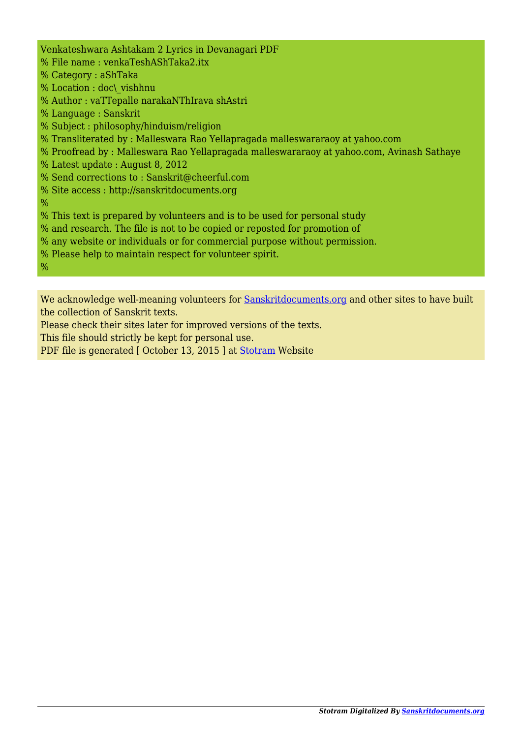Venkateshwara Ashtakam 2 Lyrics in Devanagari PDF
% File name : venkaTeshAShTaka2.itx
% Category : aShTaka
% Location : doc\_vishhnu
% Author : vaTTepalle narakaNThIrava shAstri
% Language : Sanskrit
% Subject : philosophy/hinduism/religion
% Transliterated by : Malleswara Rao Yellapragada malleswararaoy at yahoo.com
% Proofread by : Malleswara Rao Yellapragada malleswararaoy at yahoo.com, Avinash Sathaye
% Latest update : August 8, 2012
% Send corrections to : Sanskrit@cheerful.com
% Site access : http://sanskritdocuments.org
%
% This text is prepared by volunteers and is to be used for personal study
% and research. The file is not to be copied or reposted for promotion of
% any website or individuals or for commercial purpose without permission.
% Please help to maintain respect for volunteer spirit.
%

We acknowledge well-meaning volunteers for Sanskritdocuments.org and other sites to have built the collection of Sanskrit texts.
Please check their sites later for improved versions of the texts.
This file should strictly be kept for personal use.
PDF file is generated [ October 13, 2015 ] at Stotram Website